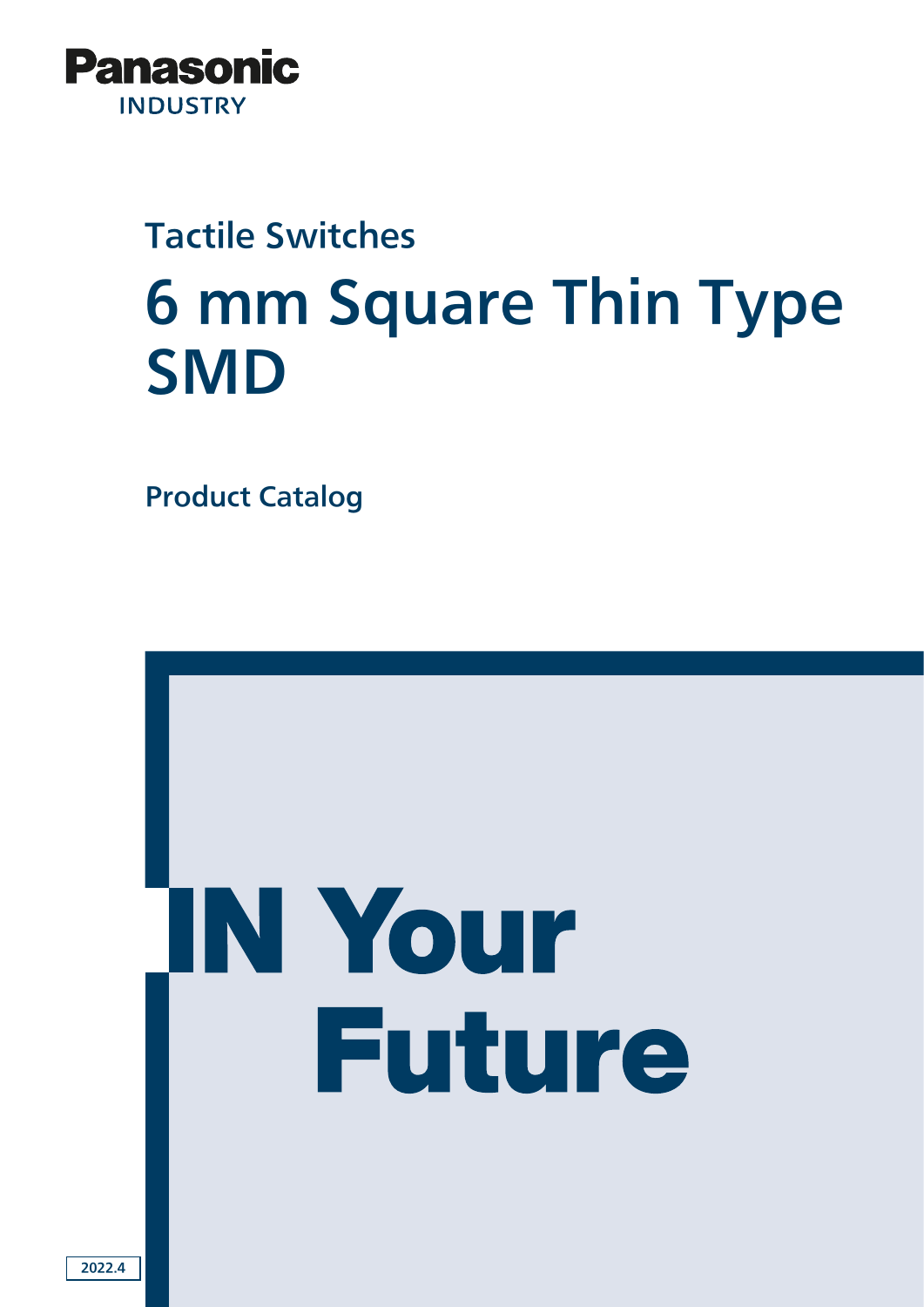Panasonic
INDUSTRY

## Tactile Switches

# 6 mm Square Thin Type SMD

**Product Catalog**

IN Your Future

2022.4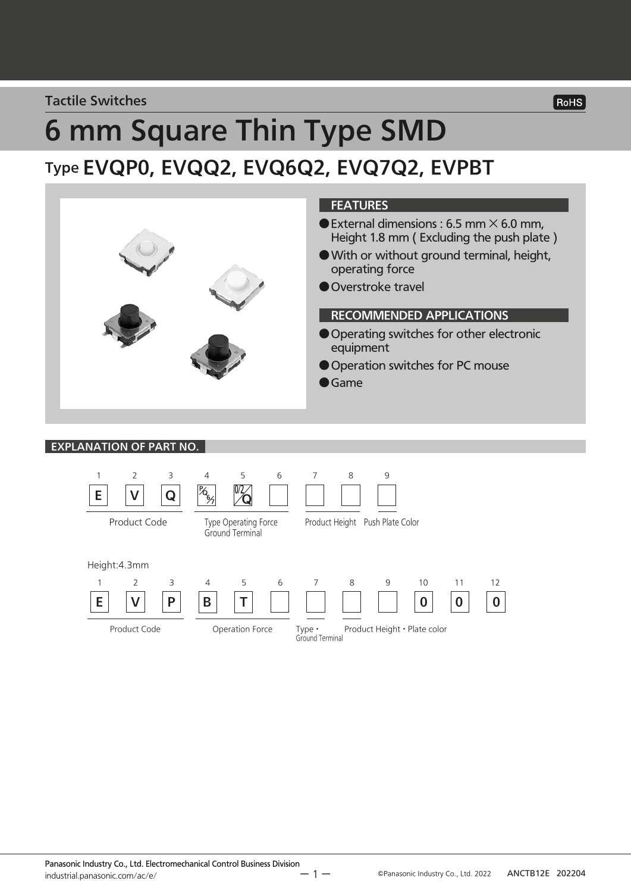Tactile Switches

# 6 mm Square Thin Type SMD

## Type EVQP0, EVQQ2, EVQ6Q2, EVQ7Q2, EVPBT

### FEATURES

- External dimensions : 6.5 mm × 6.0 mm, Height 1.8 mm ( Excluding the push plate )
- With or without ground terminal, height, operating force
- Overstroke travel

### RECOMMENDED APPLICATIONS

- Operating switches for other electronic equipment
- Operation switches for PC mouse
- Game

### EXPLANATION OF PART NO.

| 1 | 2 | 3 | 4 | 5 | 6 | 7 | 8 | 9 |
|---|---|---|---|---|---|---|---|---|
| E | V | Q | P/Q/6/7 | 0/2/Q | | | | |
| Product Code | | | Type Operating Force Ground Terminal | | | Product Height | | Push Plate Color |

Height:4.3mm

| 1 | 2 | 3 | 4 | 5 | 6 | 7 | 8 | 9 | 10 | 11 | 12 |
|---|---|---|---|---|---|---|---|---|---|---|---|
| E | V | P | B | T | | | | | 0 | 0 | 0 |
| Product Code | | | Operation Force | | | Type・Ground Terminal | Product Height・Plate color | | | | |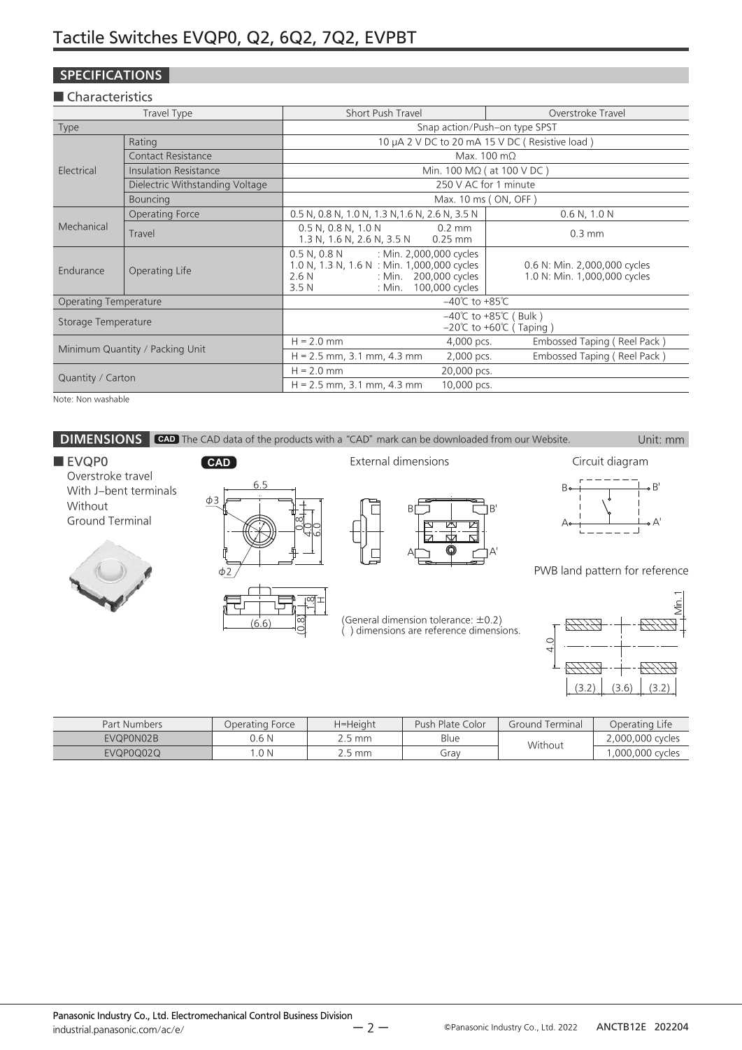# Tactile Switches EVQP0, Q2, 6Q2, 7Q2, EVPBT

## SPECIFICATIONS

### ■ Characteristics

| Travel Type | | Short Push Travel | Overstroke Travel |
|---|---|---|---|
| Type | | Snap action/Push–on type SPST | |
| Electrical | Rating | 10 μA 2 V DC to 20 mA 15 V DC ( Resistive load ) | |
| | Contact Resistance | Max. 100 mΩ | |
| | Insulation Resistance | Min. 100 MΩ ( at 100 V DC ) | |
| | Dielectric Withstanding Voltage | 250 V AC for 1 minute | |
| | Bouncing | Max. 10 ms ( ON, OFF ) | |
| Mechanical | Operating Force | 0.5 N, 0.8 N, 1.0 N, 1.3 N,1.6 N, 2.6 N, 3.5 N | 0.6 N, 1.0 N |
| | Travel | 0.5 N, 0.8 N, 1.0 N 0.2 mm<br>1.3 N, 1.6 N, 2.6 N, 3.5 N 0.25 mm | 0.3 mm |
| Endurance | Operating Life | 0.5 N, 0.8 N : Min. 2,000,000 cycles<br>1.0 N, 1.3 N, 1.6 N : Min. 1,000,000 cycles<br>2.6 N : Min. 200,000 cycles<br>3.5 N : Min. 100,000 cycles | 0.6 N: Min. 2,000,000 cycles<br>1.0 N: Min. 1,000,000 cycles |
| Operating Temperature | | –40℃ to +85℃ | |
| Storage Temperature | | –40℃ to +85℃ ( Bulk )<br>–20℃ to +60℃ ( Taping ) | |
| Minimum Quantity / Packing Unit | | H = 2.0 mm 4,000 pcs. | Embossed Taping ( Reel Pack ) |
| | | H = 2.5 mm, 3.1 mm, 4.3 mm 2,000 pcs. | Embossed Taping ( Reel Pack ) |
| Quantity / Carton | | H = 2.0 mm 20,000 pcs. | |
| | | H = 2.5 mm, 3.1 mm, 4.3 mm 10,000 pcs. | |

Note: Non washable

## DIMENSIONS

CAD The CAD data of the products with a "CAD" mark can be downloaded from our Website.

Unit: mm

### ■ EVQP0

Overstroke travel
With J–bent terminals
Without
Ground Terminal

CAD

External dimensions

Circuit diagram

PWB land pattern for reference

(General dimension tolerance: ±0.2)
( ) dimensions are reference dimensions.

| Part Numbers | Operating Force | H=Height | Push Plate Color | Ground Terminal | Operating Life |
|---|---|---|---|---|---|
| EVQP0N02B | 0.6 N | 2.5 mm | Blue | Without | 2,000,000 cycles |
| EVQP0Q02Q | 1.0 N | 2.5 mm | Gray | | 1,000,000 cycles |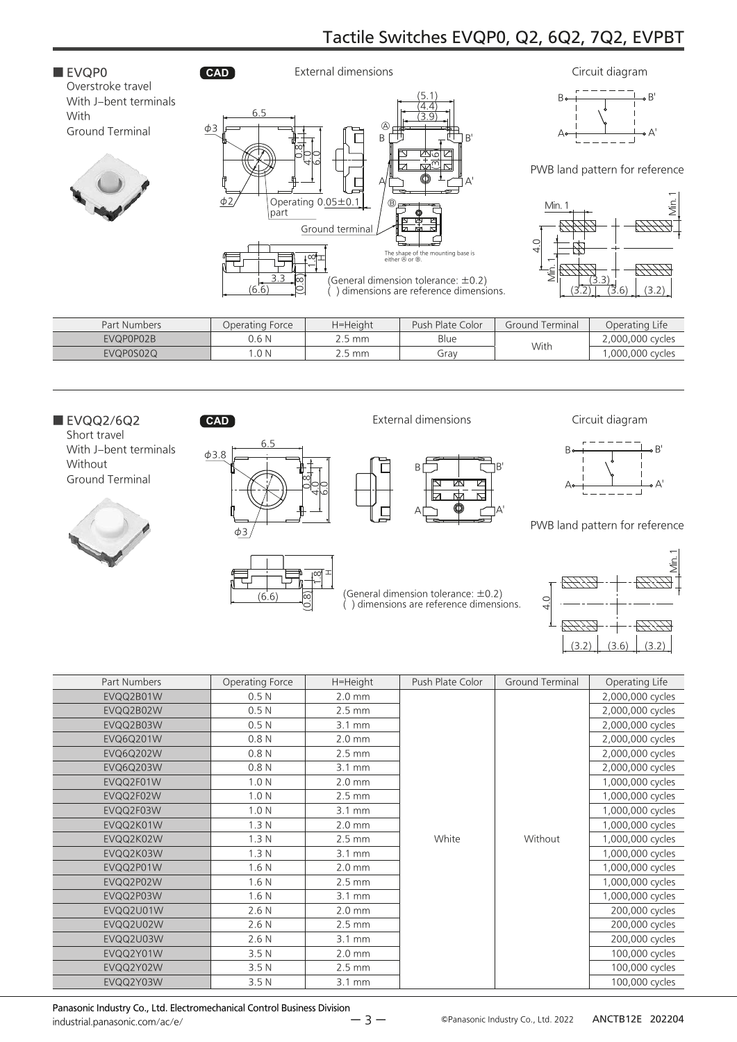## Tactile Switches EVQP0, Q2, 6Q2, 7Q2, EVPBT

### ■ EVQP0

Overstroke travel
With J–bent terminals
With
Ground Terminal

CAD

External dimensions

Circuit diagram

PWB land pattern for reference

Operating part 0.05±0.1

Ground terminal

The shape of the mounting base is either Ⓐ or Ⓑ.

(General dimension tolerance: ±0.2)
( ) dimensions are reference dimensions.

| Part Numbers | Operating Force | H=Height | Push Plate Color | Ground Terminal | Operating Life |
|---|---|---|---|---|---|
| EVQP0P02B | 0.6 N | 2.5 mm | Blue | With | 2,000,000 cycles |
| EVQP0S02Q | 1.0 N | 2.5 mm | Gray | | 1,000,000 cycles |

### ■ EVQQ2/6Q2

Short travel
With J–bent terminals
Without
Ground Terminal

CAD

External dimensions

Circuit diagram

PWB land pattern for reference

(General dimension tolerance: ±0.2)
( ) dimensions are reference dimensions.

| Part Numbers | Operating Force | H=Height | Push Plate Color | Ground Terminal | Operating Life |
|---|---|---|---|---|---|
| EVQQ2B01W | 0.5 N | 2.0 mm | White | Without | 2,000,000 cycles |
| EVQQ2B02W | 0.5 N | 2.5 mm | | | 2,000,000 cycles |
| EVQQ2B03W | 0.5 N | 3.1 mm | | | 2,000,000 cycles |
| EVQ6Q201W | 0.8 N | 2.0 mm | | | 2,000,000 cycles |
| EVQ6Q202W | 0.8 N | 2.5 mm | | | 2,000,000 cycles |
| EVQ6Q203W | 0.8 N | 3.1 mm | | | 2,000,000 cycles |
| EVQQ2F01W | 1.0 N | 2.0 mm | | | 1,000,000 cycles |
| EVQQ2F02W | 1.0 N | 2.5 mm | | | 1,000,000 cycles |
| EVQQ2F03W | 1.0 N | 3.1 mm | | | 1,000,000 cycles |
| EVQQ2K01W | 1.3 N | 2.0 mm | | | 1,000,000 cycles |
| EVQQ2K02W | 1.3 N | 2.5 mm | | | 1,000,000 cycles |
| EVQQ2K03W | 1.3 N | 3.1 mm | | | 1,000,000 cycles |
| EVQQ2P01W | 1.6 N | 2.0 mm | | | 1,000,000 cycles |
| EVQQ2P02W | 1.6 N | 2.5 mm | | | 1,000,000 cycles |
| EVQQ2P03W | 1.6 N | 3.1 mm | | | 1,000,000 cycles |
| EVQQ2U01W | 2.6 N | 2.0 mm | | | 200,000 cycles |
| EVQQ2U02W | 2.6 N | 2.5 mm | | | 200,000 cycles |
| EVQQ2U03W | 2.6 N | 3.1 mm | | | 200,000 cycles |
| EVQQ2Y01W | 3.5 N | 2.0 mm | | | 100,000 cycles |
| EVQQ2Y02W | 3.5 N | 2.5 mm | | | 100,000 cycles |
| EVQQ2Y03W | 3.5 N | 3.1 mm | | | 100,000 cycles |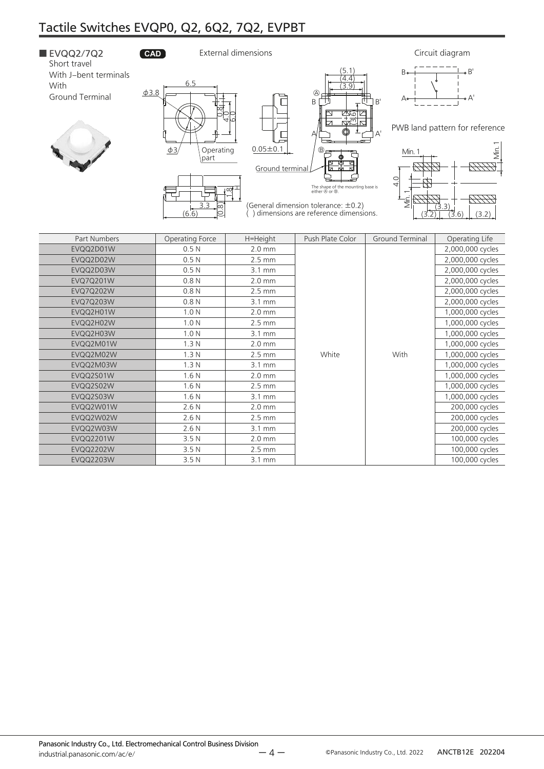# Tactile Switches EVQP0, Q2, 6Q2, 7Q2, EVPBT

## ■ EVQQ2/7Q2

Short travel
With J–bent terminals
With
Ground Terminal

CAD

External dimensions

Circuit diagram

PWB land pattern for reference

(General dimension tolerance: ±0.2)
( ) dimensions are reference dimensions.

The shape of the mounting base is either Ⓐ or Ⓑ.

| Part Numbers | Operating Force | H=Height | Push Plate Color | Ground Terminal | Operating Life |
|---|---|---|---|---|---|
| EVQQ2D01W | 0.5 N | 2.0 mm | White | With | 2,000,000 cycles |
| EVQQ2D02W | 0.5 N | 2.5 mm | | | 2,000,000 cycles |
| EVQQ2D03W | 0.5 N | 3.1 mm | | | 2,000,000 cycles |
| EVQ7Q201W | 0.8 N | 2.0 mm | | | 2,000,000 cycles |
| EVQ7Q202W | 0.8 N | 2.5 mm | | | 2,000,000 cycles |
| EVQ7Q203W | 0.8 N | 3.1 mm | | | 2,000,000 cycles |
| EVQQ2H01W | 1.0 N | 2.0 mm | | | 1,000,000 cycles |
| EVQQ2H02W | 1.0 N | 2.5 mm | | | 1,000,000 cycles |
| EVQQ2H03W | 1.0 N | 3.1 mm | | | 1,000,000 cycles |
| EVQQ2M01W | 1.3 N | 2.0 mm | | | 1,000,000 cycles |
| EVQQ2M02W | 1.3 N | 2.5 mm | | | 1,000,000 cycles |
| EVQQ2M03W | 1.3 N | 3.1 mm | | | 1,000,000 cycles |
| EVQQ2S01W | 1.6 N | 2.0 mm | | | 1,000,000 cycles |
| EVQQ2S02W | 1.6 N | 2.5 mm | | | 1,000,000 cycles |
| EVQQ2S03W | 1.6 N | 3.1 mm | | | 1,000,000 cycles |
| EVQQ2W01W | 2.6 N | 2.0 mm | | | 200,000 cycles |
| EVQQ2W02W | 2.6 N | 2.5 mm | | | 200,000 cycles |
| EVQQ2W03W | 2.6 N | 3.1 mm | | | 200,000 cycles |
| EVQQ2201W | 3.5 N | 2.0 mm | | | 100,000 cycles |
| EVQQ2202W | 3.5 N | 2.5 mm | | | 100,000 cycles |
| EVQQ2203W | 3.5 N | 3.1 mm | | | 100,000 cycles |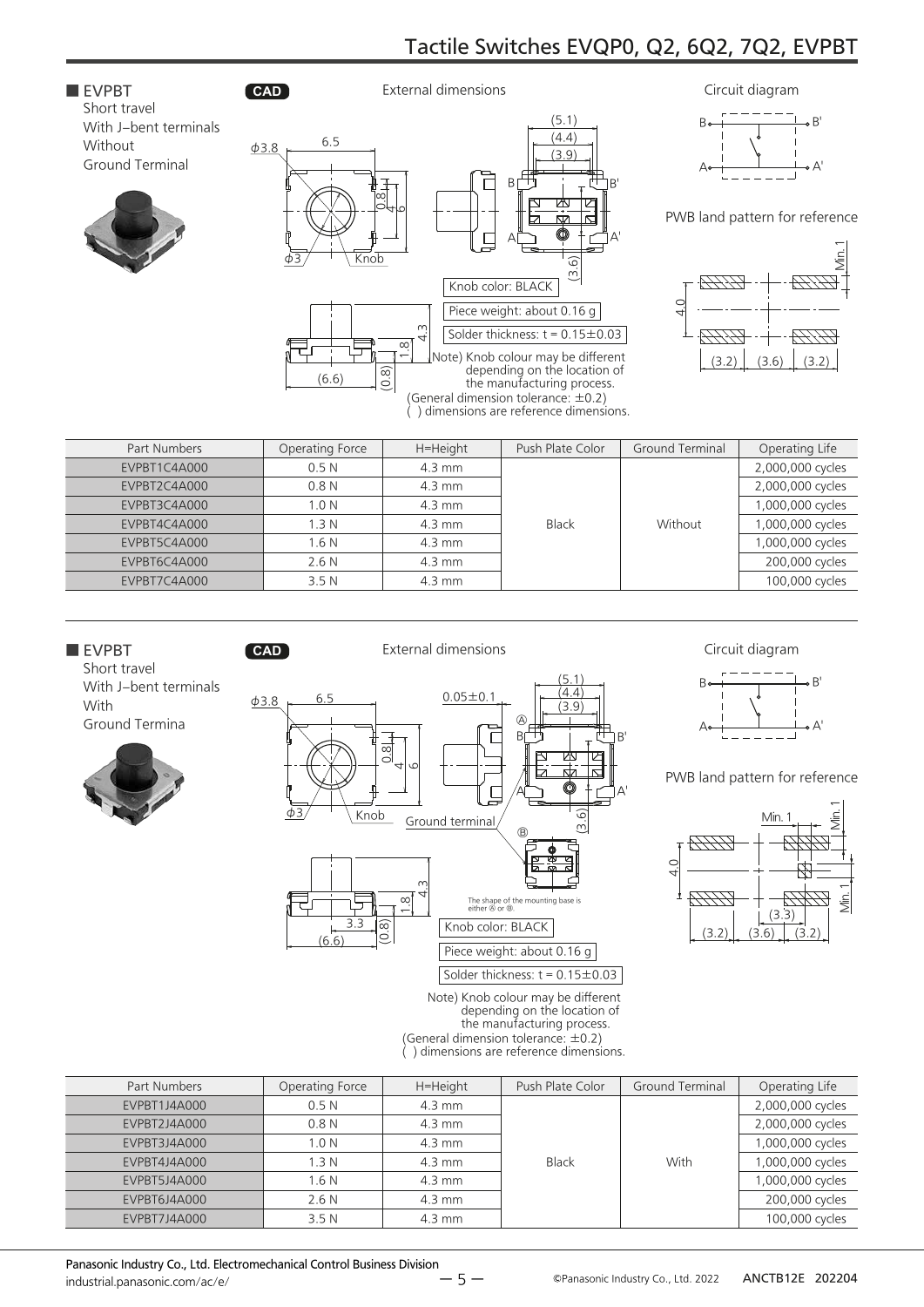## ■ EVPBT

Short travel
With J–bent terminals
Without
Ground Terminal

CAD

External dimensions

Knob color: BLACK

Piece weight: about 0.16 g

Solder thickness: t = 0.15±0.03

Note) Knob colour may be different depending on the location of the manufacturing process.
(General dimension tolerance: ±0.2)
( ) dimensions are reference dimensions.

Circuit diagram

PWB land pattern for reference

| Part Numbers | Operating Force | H=Height | Push Plate Color | Ground Terminal | Operating Life |
|---|---|---|---|---|---|
| EVPBT1C4A000 | 0.5 N | 4.3 mm | Black | Without | 2,000,000 cycles |
| EVPBT2C4A000 | 0.8 N | 4.3 mm | | | 2,000,000 cycles |
| EVPBT3C4A000 | 1.0 N | 4.3 mm | | | 1,000,000 cycles |
| EVPBT4C4A000 | 1.3 N | 4.3 mm | | | 1,000,000 cycles |
| EVPBT5C4A000 | 1.6 N | 4.3 mm | | | 1,000,000 cycles |
| EVPBT6C4A000 | 2.6 N | 4.3 mm | | | 200,000 cycles |
| EVPBT7C4A000 | 3.5 N | 4.3 mm | | | 100,000 cycles |

## ■ EVPBT

Short travel
With J–bent terminals
With
Ground Termina

CAD

External dimensions

Ground terminal

The shape of the mounting base is either Ⓐ or Ⓑ.

Knob color: BLACK

Piece weight: about 0.16 g

Solder thickness: t = 0.15±0.03

Note) Knob colour may be different depending on the location of the manufacturing process.
(General dimension tolerance: ±0.2)
( ) dimensions are reference dimensions.

Circuit diagram

PWB land pattern for reference

| Part Numbers | Operating Force | H=Height | Push Plate Color | Ground Terminal | Operating Life |
|---|---|---|---|---|---|
| EVPBT1J4A000 | 0.5 N | 4.3 mm | Black | With | 2,000,000 cycles |
| EVPBT2J4A000 | 0.8 N | 4.3 mm | | | 2,000,000 cycles |
| EVPBT3J4A000 | 1.0 N | 4.3 mm | | | 1,000,000 cycles |
| EVPBT4J4A000 | 1.3 N | 4.3 mm | | | 1,000,000 cycles |
| EVPBT5J4A000 | 1.6 N | 4.3 mm | | | 1,000,000 cycles |
| EVPBT6J4A000 | 2.6 N | 4.3 mm | | | 200,000 cycles |
| EVPBT7J4A000 | 3.5 N | 4.3 mm | | | 100,000 cycles |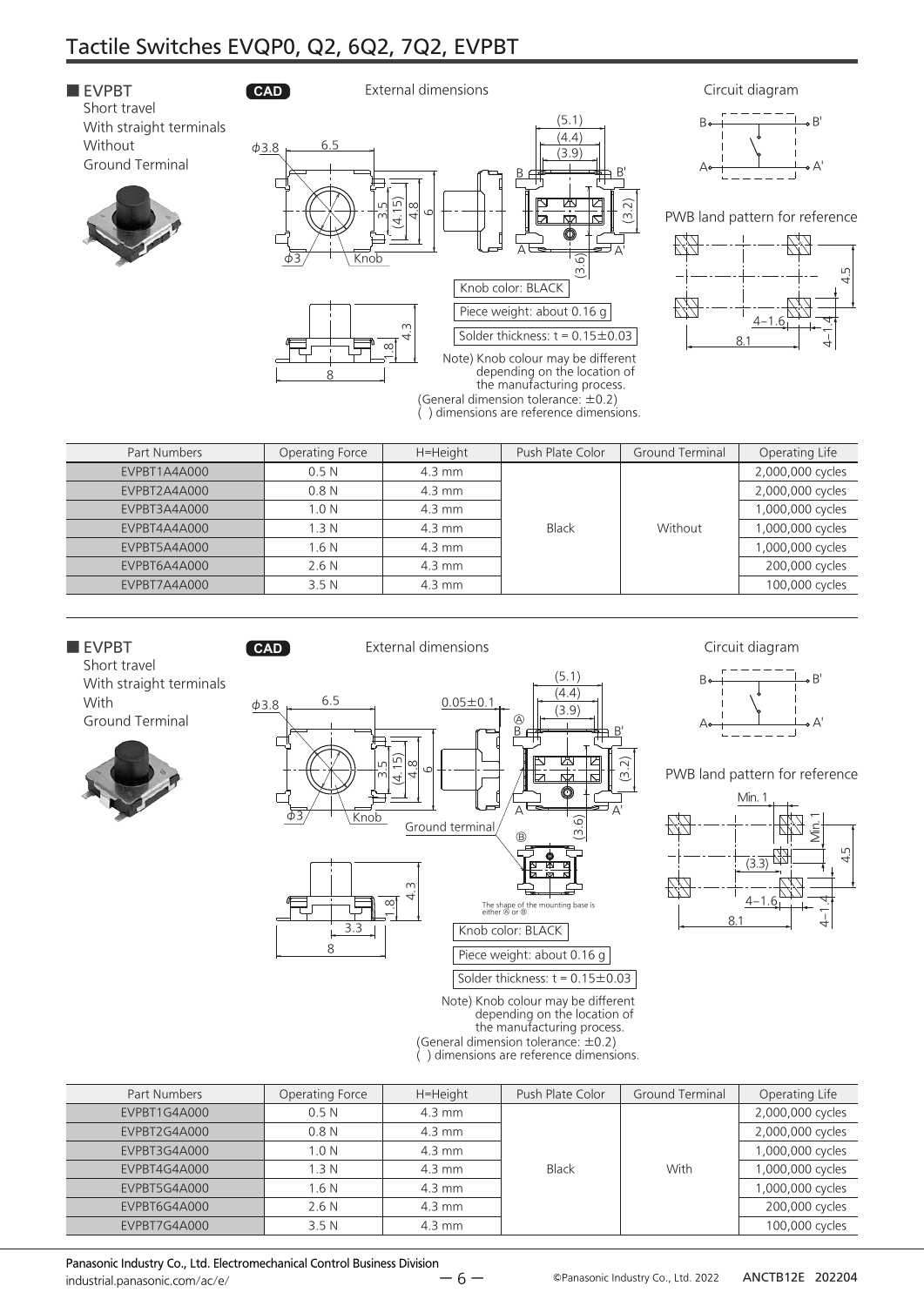## Tactile Switches EVQP0, Q2, 6Q2, 7Q2, EVPBT

### ■ EVPBT

Short travel
With straight terminals
Without
Ground Terminal

CAD

External dimensions

Circuit diagram

PWB land pattern for reference

Knob color: BLACK

Piece weight: about 0.16 g

Solder thickness: t = 0.15±0.03

Note) Knob colour may be different depending on the location of the manufacturing process.
(General dimension tolerance: ±0.2)
( ) dimensions are reference dimensions.

| Part Numbers | Operating Force | H=Height | Push Plate Color | Ground Terminal | Operating Life |
|---|---|---|---|---|---|
| EVPBT1A4A000 | 0.5 N | 4.3 mm | Black | Without | 2,000,000 cycles |
| EVPBT2A4A000 | 0.8 N | 4.3 mm | | | 2,000,000 cycles |
| EVPBT3A4A000 | 1.0 N | 4.3 mm | | | 1,000,000 cycles |
| EVPBT4A4A000 | 1.3 N | 4.3 mm | | | 1,000,000 cycles |
| EVPBT5A4A000 | 1.6 N | 4.3 mm | | | 1,000,000 cycles |
| EVPBT6A4A000 | 2.6 N | 4.3 mm | | | 200,000 cycles |
| EVPBT7A4A000 | 3.5 N | 4.3 mm | | | 100,000 cycles |

### ■ EVPBT

Short travel
With straight terminals
With
Ground Terminal

CAD

External dimensions

Circuit diagram

PWB land pattern for reference

The shape of the mounting base is either Ⓐ or Ⓑ.

Knob color: BLACK

Piece weight: about 0.16 g

Solder thickness: t = 0.15±0.03

Note) Knob colour may be different depending on the location of the manufacturing process.
(General dimension tolerance: ±0.2)
( ) dimensions are reference dimensions.

| Part Numbers | Operating Force | H=Height | Push Plate Color | Ground Terminal | Operating Life |
|---|---|---|---|---|---|
| EVPBT1G4A000 | 0.5 N | 4.3 mm | Black | With | 2,000,000 cycles |
| EVPBT2G4A000 | 0.8 N | 4.3 mm | | | 2,000,000 cycles |
| EVPBT3G4A000 | 1.0 N | 4.3 mm | | | 1,000,000 cycles |
| EVPBT4G4A000 | 1.3 N | 4.3 mm | | | 1,000,000 cycles |
| EVPBT5G4A000 | 1.6 N | 4.3 mm | | | 1,000,000 cycles |
| EVPBT6G4A000 | 2.6 N | 4.3 mm | | | 200,000 cycles |
| EVPBT7G4A000 | 3.5 N | 4.3 mm | | | 100,000 cycles |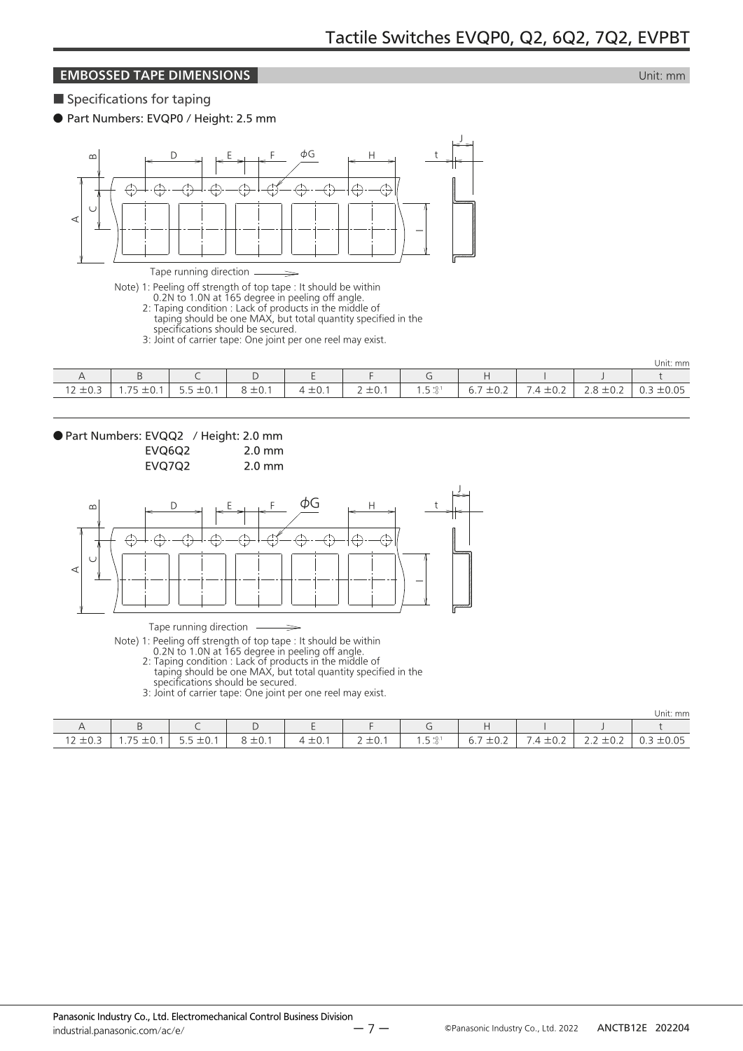## EMBOSSED TAPE DIMENSIONS

Unit: mm

### ■ Specifications for taping

● Part Numbers: EVQP0 / Height: 2.5 mm

Tape running direction

Note) 1: Peeling off strength of top tape : It should be within 0.2N to 1.0N at 165 degree in peeling off angle.
2: Taping condition : Lack of products in the middle of taping should be one MAX, but total quantity specified in the specifications should be secured.
3: Joint of carrier tape: One joint per one reel may exist.

Unit: mm

| A | B | C | D | E | F | G | H | I | J | t |
|---|---|---|---|---|---|---|---|---|---|---|
| 12 ±0.3 | 1.75 ±0.1 | 5.5 ±0.1 | 8 ±0.1 | 4 ±0.1 | 2 ±0.1 | $1.5^{+0.1}_{-0}$ | 6.7 ±0.2 | 7.4 ±0.2 | 2.8 ±0.2 | 0.3 ±0.05 |

● Part Numbers: EVQQ2 / Height: 2.0 mm
EVQ6Q2 2.0 mm
EVQ7Q2 2.0 mm

Tape running direction

Note) 1: Peeling off strength of top tape : It should be within 0.2N to 1.0N at 165 degree in peeling off angle.
2: Taping condition : Lack of products in the middle of taping should be one MAX, but total quantity specified in the specifications should be secured.
3: Joint of carrier tape: One joint per one reel may exist.

Unit: mm

| A | B | C | D | E | F | G | H | I | J | t |
|---|---|---|---|---|---|---|---|---|---|---|
| 12 ±0.3 | 1.75 ±0.1 | 5.5 ±0.1 | 8 ±0.1 | 4 ±0.1 | 2 ±0.1 | $1.5^{+0.1}_{-0}$ | 6.7 ±0.2 | 7.4 ±0.2 | 2.2 ±0.2 | 0.3 ±0.05 |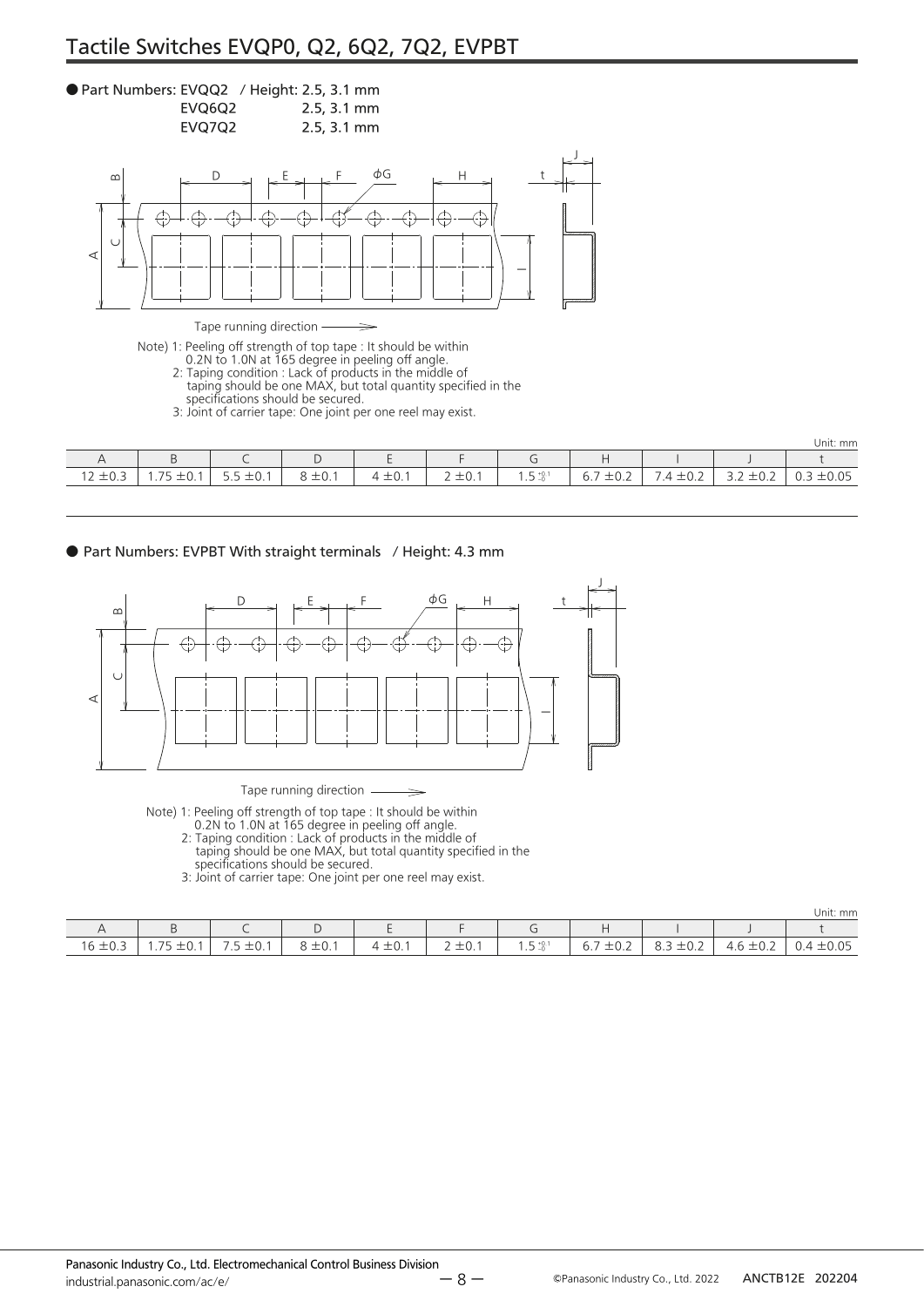# Tactile Switches EVQP0, Q2, 6Q2, 7Q2, EVPBT

● Part Numbers: EVQQ2 / Height: 2.5, 3.1 mm
EVQ6Q2 2.5, 3.1 mm
EVQ7Q2 2.5, 3.1 mm

Tape running direction

Note) 1: Peeling off strength of top tape : It should be within 0.2N to 1.0N at 165 degree in peeling off angle.
2: Taping condition : Lack of products in the middle of taping should be one MAX, but total quantity specified in the specifications should be secured.
3: Joint of carrier tape: One joint per one reel may exist.

Unit: mm

| A | B | C | D | E | F | G | H | I | J | t |
|---|---|---|---|---|---|---|---|---|---|---|
| 12 ±0.3 | 1.75 ±0.1 | 5.5 ±0.1 | 8 ±0.1 | 4 ±0.1 | 2 ±0.1 | $1.5^{+0.1}_{-0}$ | 6.7 ±0.2 | 7.4 ±0.2 | 3.2 ±0.2 | 0.3 ±0.05 |

● Part Numbers: EVPBT With straight terminals / Height: 4.3 mm

Tape running direction

Note) 1: Peeling off strength of top tape : It should be within 0.2N to 1.0N at 165 degree in peeling off angle.
2: Taping condition : Lack of products in the middle of taping should be one MAX, but total quantity specified in the specifications should be secured.
3: Joint of carrier tape: One joint per one reel may exist.

Unit: mm

| A | B | C | D | E | F | G | H | I | J | t |
|---|---|---|---|---|---|---|---|---|---|---|
| 16 ±0.3 | 1.75 ±0.1 | 7.5 ±0.1 | 8 ±0.1 | 4 ±0.1 | 2 ±0.1 | $1.5^{+0.1}_{-0}$ | 6.7 ±0.2 | 8.3 ±0.2 | 4.6 ±0.2 | 0.4 ±0.05 |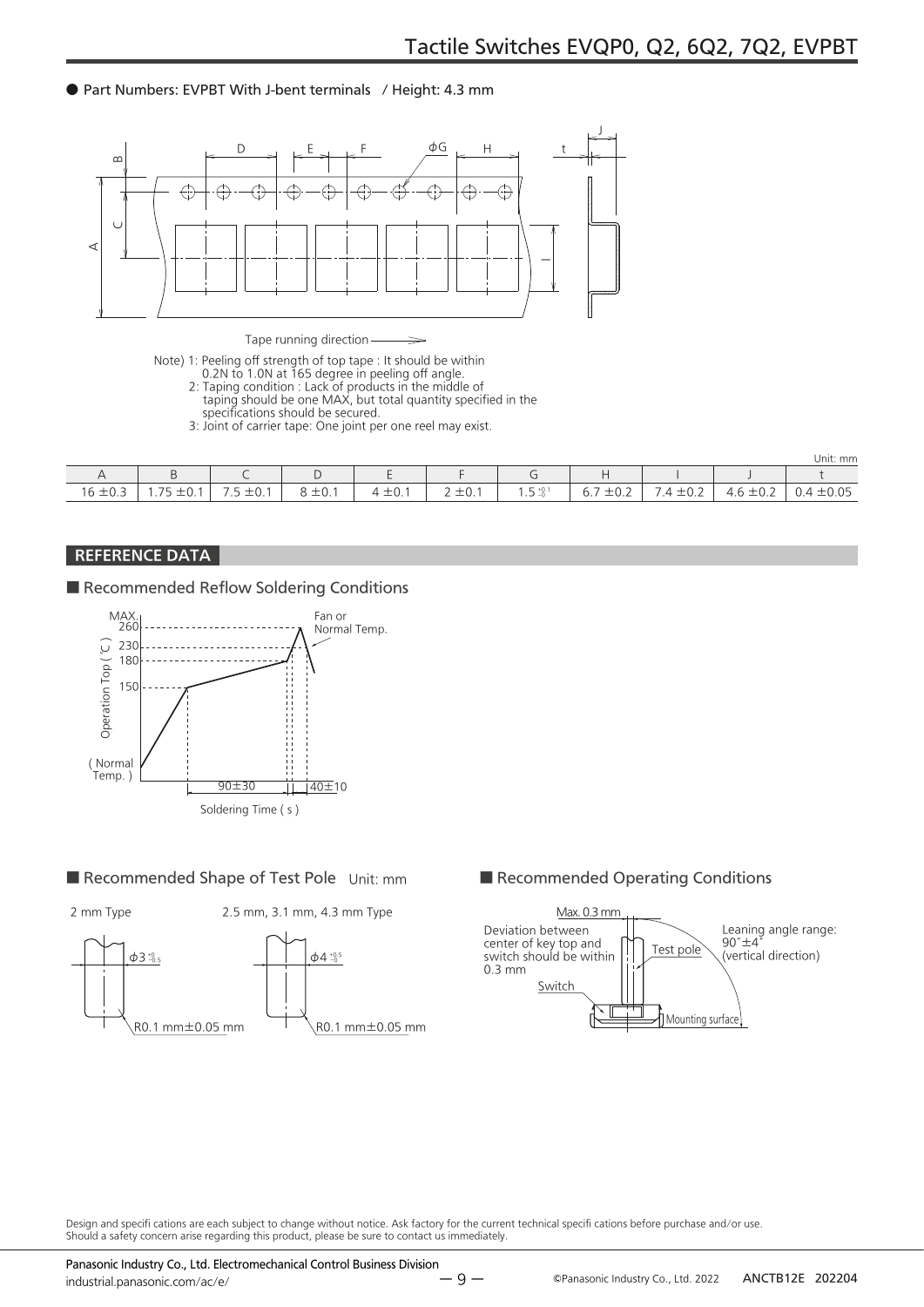● Part Numbers: EVPBT With J-bent terminals / Height: 4.3 mm

Tape running direction

Note) 1: Peeling off strength of top tape : It should be within 0.2N to 1.0N at 165 degree in peeling off angle.
2: Taping condition : Lack of products in the middle of taping should be one MAX, but total quantity specified in the specifications should be secured.
3: Joint of carrier tape: One joint per one reel may exist.

Unit: mm

| A | B | C | D | E | F | G | H | I | J | t |
|---|---|---|---|---|---|---|---|---|---|---|
| 16 ±0.3 | 1.75 ±0.1 | 7.5 ±0.1 | 8 ±0.1 | 4 ±0.1 | 2 ±0.1 | $1.5^{+0.1}_{-0}$ | 6.7 ±0.2 | 7.4 ±0.2 | 4.6 ±0.2 | 0.4 ±0.05 |

## REFERENCE DATA

### ■ Recommended Reflow Soldering Conditions

Operation Top (℃): MAX. 260, 230, 180, 150, (Normal Temp.)

Fan or Normal Temp.

90±30 | 40±10

Soldering Time ( s )

### ■ Recommended Shape of Test Pole Unit: mm

2 mm Type: $\phi 3^{+0}_{-0.5}$, R0.1 mm±0.05 mm

2.5 mm, 3.1 mm, 4.3 mm Type: $\phi 4^{+0.5}_{-0}$, R0.1 mm±0.05 mm

### ■ Recommended Operating Conditions

Max. 0.3 mm

Deviation between center of key top and switch should be within 0.3 mm

Test pole

Switch

Leaning angle range: 90˚±4˚ (vertical direction)

Mounting surface

Design and specifications are each subject to change without notice. Ask factory for the current technical specifications before purchase and/or use.
Should a safety concern arise regarding this product, please be sure to contact us immediately.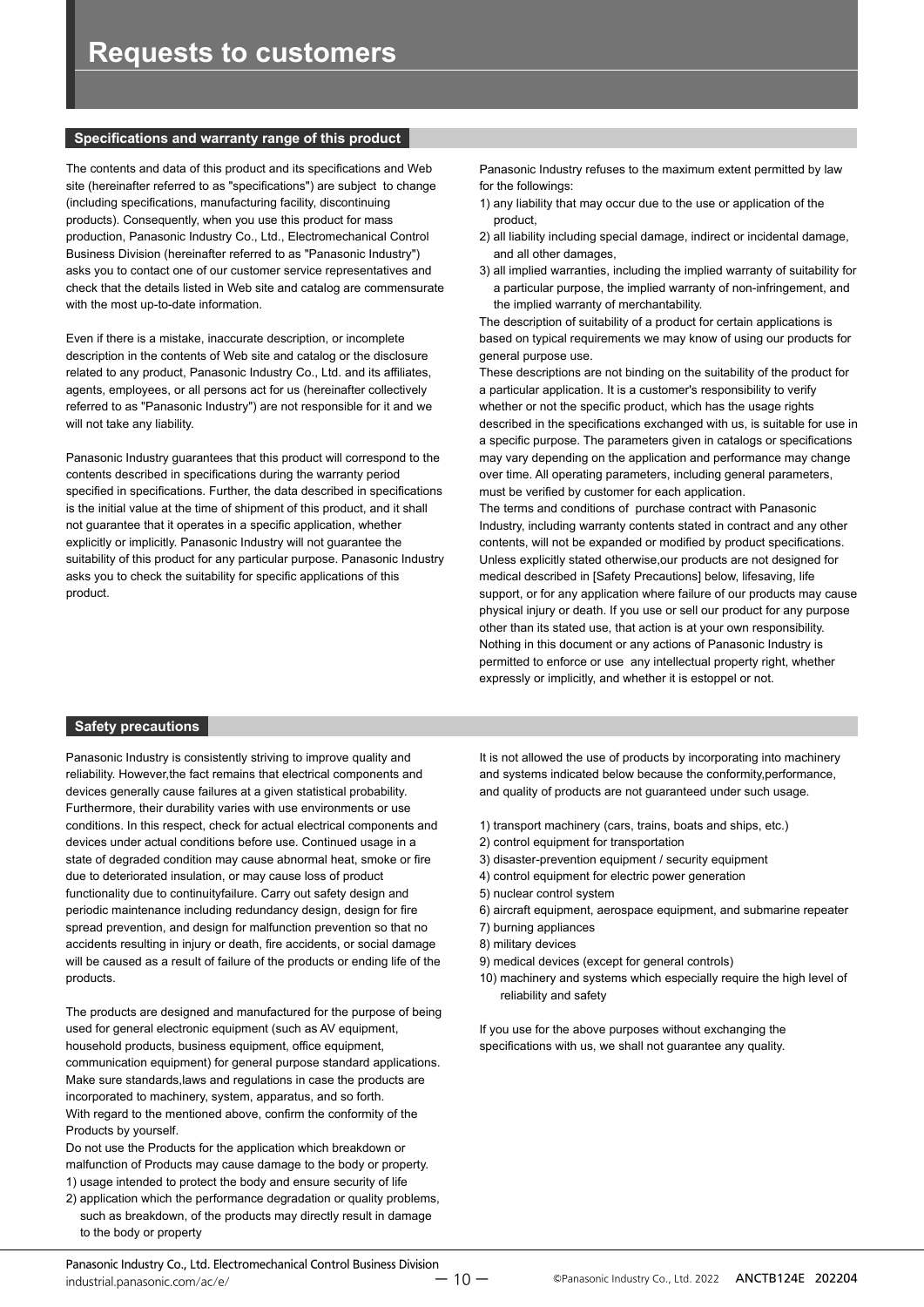# Requests to customers

## Specifications and warranty range of this product

The contents and data of this product and its specifications and Web site (hereinafter referred to as "specifications") are subject to change (including specifications, manufacturing facility, discontinuing products). Consequently, when you use this product for mass production, Panasonic Industry Co., Ltd., Electromechanical Control Business Division (hereinafter referred to as "Panasonic Industry") asks you to contact one of our customer service representatives and check that the details listed in Web site and catalog are commensurate with the most up-to-date information.

Even if there is a mistake, inaccurate description, or incomplete description in the contents of Web site and catalog or the disclosure related to any product, Panasonic Industry Co., Ltd. and its affiliates, agents, employees, or all persons act for us (hereinafter collectively referred to as "Panasonic Industry") are not responsible for it and we will not take any liability.

Panasonic Industry guarantees that this product will correspond to the contents described in specifications during the warranty period specified in specifications. Further, the data described in specifications is the initial value at the time of shipment of this product, and it shall not guarantee that it operates in a specific application, whether explicitly or implicitly. Panasonic Industry will not guarantee the suitability of this product for any particular purpose. Panasonic Industry asks you to check the suitability for specific applications of this product.

Panasonic Industry refuses to the maximum extent permitted by law for the followings:

1) any liability that may occur due to the use or application of the product,
2) all liability including special damage, indirect or incidental damage, and all other damages,
3) all implied warranties, including the implied warranty of suitability for a particular purpose, the implied warranty of non-infringement, and the implied warranty of merchantability.

The description of suitability of a product for certain applications is based on typical requirements we may know of using our products for general purpose use.
These descriptions are not binding on the suitability of the product for a particular application. It is a customer's responsibility to verify whether or not the specific product, which has the usage rights described in the specifications exchanged with us, is suitable for use in a specific purpose. The parameters given in catalogs or specifications may vary depending on the application and performance may change over time. All operating parameters, including general parameters, must be verified by customer for each application.
The terms and conditions of purchase contract with Panasonic Industry, including warranty contents stated in contract and any other contents, will not be expanded or modified by product specifications.
Unless explicitly stated otherwise,our products are not designed for medical described in [Safety Precautions] below, lifesaving, life support, or for any application where failure of our products may cause physical injury or death. If you use or sell our product for any purpose other than its stated use, that action is at your own responsibility.
Nothing in this document or any actions of Panasonic Industry is permitted to enforce or use any intellectual property right, whether expressly or implicitly, and whether it is estoppel or not.

## Safety precautions

Panasonic Industry is consistently striving to improve quality and reliability. However,the fact remains that electrical components and devices generally cause failures at a given statistical probability. Furthermore, their durability varies with use environments or use conditions. In this respect, check for actual electrical components and devices under actual conditions before use. Continued usage in a state of degraded condition may cause abnormal heat, smoke or fire due to deteriorated insulation, or may cause loss of product functionality due to continuityfailure. Carry out safety design and periodic maintenance including redundancy design, design for fire spread prevention, and design for malfunction prevention so that no accidents resulting in injury or death, fire accidents, or social damage will be caused as a result of failure of the products or ending life of the products.

The products are designed and manufactured for the purpose of being used for general electronic equipment (such as AV equipment, household products, business equipment, office equipment, communication equipment) for general purpose standard applications. Make sure standards,laws and regulations in case the products are incorporated to machinery, system, apparatus, and so forth.
With regard to the mentioned above, confirm the conformity of the Products by yourself.
Do not use the Products for the application which breakdown or malfunction of Products may cause damage to the body or property.

1) usage intended to protect the body and ensure security of life
2) application which the performance degradation or quality problems, such as breakdown, of the products may directly result in damage to the body or property

It is not allowed the use of products by incorporating into machinery and systems indicated below because the conformity,performance, and quality of products are not guaranteed under such usage.

1) transport machinery (cars, trains, boats and ships, etc.)
2) control equipment for transportation
3) disaster-prevention equipment / security equipment
4) control equipment for electric power generation
5) nuclear control system
6) aircraft equipment, aerospace equipment, and submarine repeater
7) burning appliances
8) military devices
9) medical devices (except for general controls)
10) machinery and systems which especially require the high level of reliability and safety

If you use for the above purposes without exchanging the specifications with us, we shall not guarantee any quality.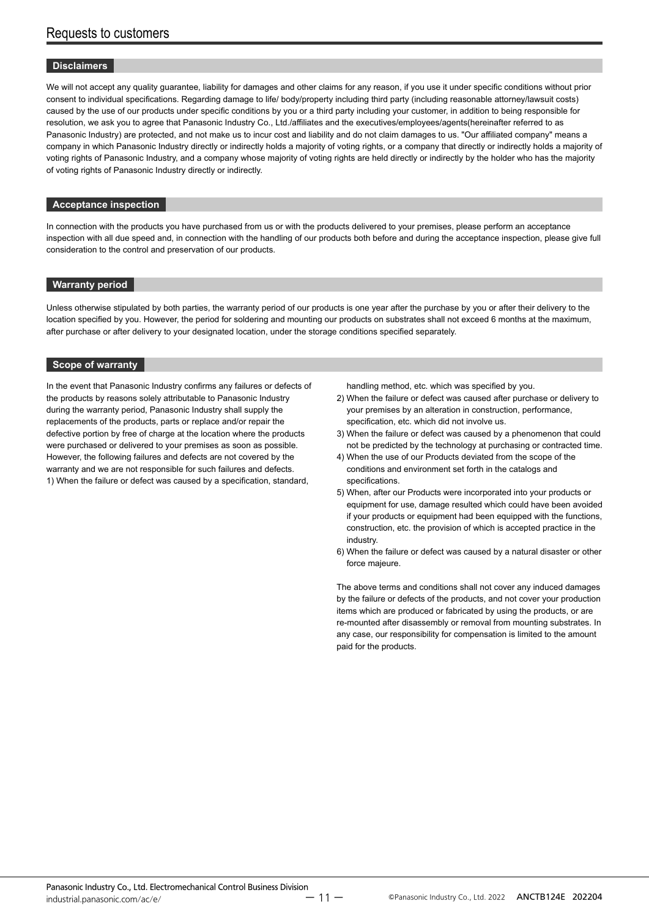# Requests to customers

## Disclaimers

We will not accept any quality guarantee, liability for damages and other claims for any reason, if you use it under specific conditions without prior consent to individual specifications. Regarding damage to life/ body/property including third party (including reasonable attorney/lawsuit costs) caused by the use of our products under specific conditions by you or a third party including your customer, in addition to being responsible for resolution, we ask you to agree that Panasonic Industry Co., Ltd./affiliates and the executives/employees/agents(hereinafter referred to as Panasonic Industry) are protected, and not make us to incur cost and liability and do not claim damages to us. "Our affiliated company" means a company in which Panasonic Industry directly or indirectly holds a majority of voting rights, or a company that directly or indirectly holds a majority of voting rights of Panasonic Industry, and a company whose majority of voting rights are held directly or indirectly by the holder who has the majority of voting rights of Panasonic Industry directly or indirectly.

## Acceptance inspection

In connection with the products you have purchased from us or with the products delivered to your premises, please perform an acceptance inspection with all due speed and, in connection with the handling of our products both before and during the acceptance inspection, please give full consideration to the control and preservation of our products.

## Warranty period

Unless otherwise stipulated by both parties, the warranty period of our products is one year after the purchase by you or after their delivery to the location specified by you. However, the period for soldering and mounting our products on substrates shall not exceed 6 months at the maximum, after purchase or after delivery to your designated location, under the storage conditions specified separately.

## Scope of warranty

In the event that Panasonic Industry confirms any failures or defects of the products by reasons solely attributable to Panasonic Industry during the warranty period, Panasonic Industry shall supply the replacements of the products, parts or replace and/or repair the defective portion by free of charge at the location where the products were purchased or delivered to your premises as soon as possible. However, the following failures and defects are not covered by the warranty and we are not responsible for such failures and defects.

1) When the failure or defect was caused by a specification, standard, handling method, etc. which was specified by you.
2) When the failure or defect was caused after purchase or delivery to your premises by an alteration in construction, performance, specification, etc. which did not involve us.
3) When the failure or defect was caused by a phenomenon that could not be predicted by the technology at purchasing or contracted time.
4) When the use of our Products deviated from the scope of the conditions and environment set forth in the catalogs and specifications.
5) When, after our Products were incorporated into your products or equipment for use, damage resulted which could have been avoided if your products or equipment had been equipped with the functions, construction, etc. the provision of which is accepted practice in the industry.
6) When the failure or defect was caused by a natural disaster or other force majeure.

The above terms and conditions shall not cover any induced damages by the failure or defects of the products, and not cover your production items which are produced or fabricated by using the products, or are re-mounted after disassembly or removal from mounting substrates. In any case, our responsibility for compensation is limited to the amount paid for the products.

Panasonic Industry Co., Ltd. Electromechanical Control Business Division
industrial.panasonic.com/ac/e/

©Panasonic Industry Co., Ltd. 2022 ANCTB124E 202204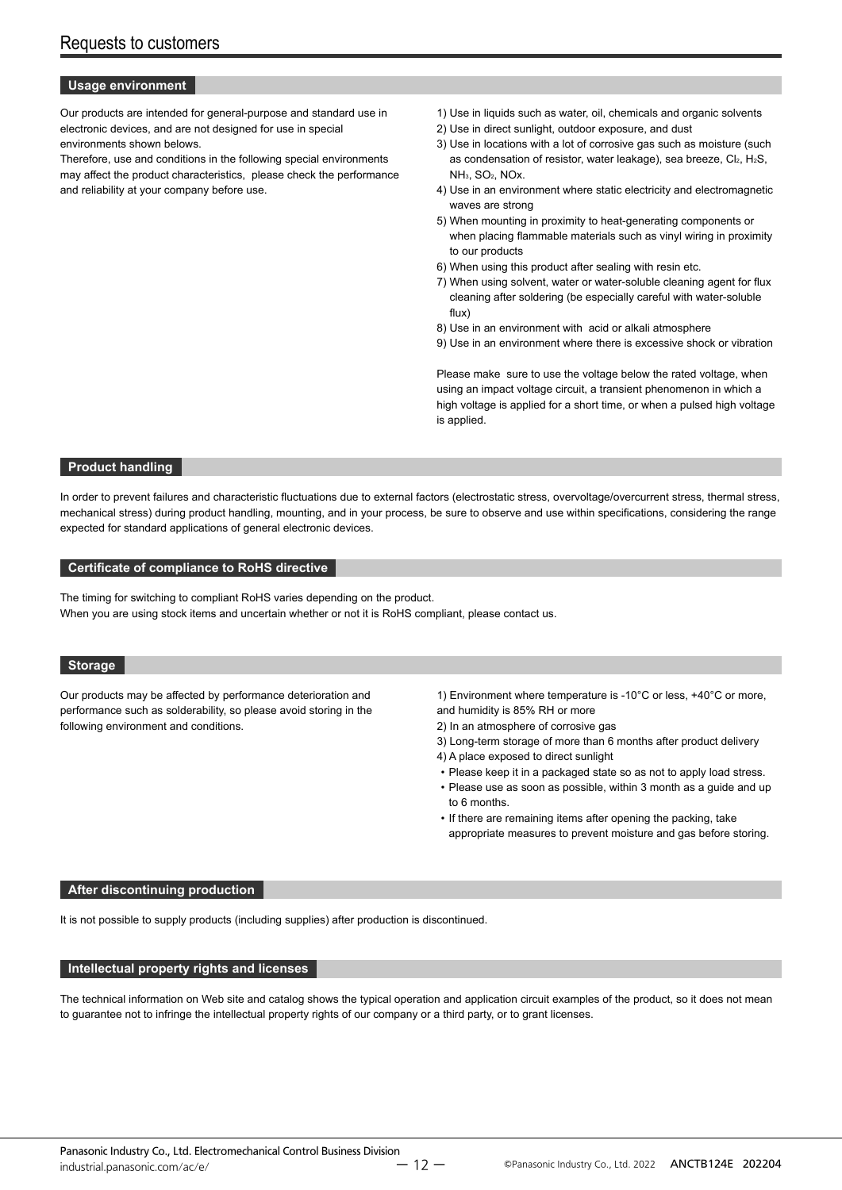# Requests to customers

## Usage environment

Our products are intended for general-purpose and standard use in electronic devices, and are not designed for use in special environments shown belows.
Therefore, use and conditions in the following special environments may affect the product characteristics, please check the performance and reliability at your company before use.

1) Use in liquids such as water, oil, chemicals and organic solvents
2) Use in direct sunlight, outdoor exposure, and dust
3) Use in locations with a lot of corrosive gas such as moisture (such as condensation of resistor, water leakage), sea breeze, $Cl_2$, $H_2S$, $NH_3$, $SO_2$, NOx.
4) Use in an environment where static electricity and electromagnetic waves are strong
5) When mounting in proximity to heat-generating components or when placing flammable materials such as vinyl wiring in proximity to our products
6) When using this product after sealing with resin etc.
7) When using solvent, water or water-soluble cleaning agent for flux cleaning after soldering (be especially careful with water-soluble flux)
8) Use in an environment with acid or alkali atmosphere
9) Use in an environment where there is excessive shock or vibration

Please make sure to use the voltage below the rated voltage, when using an impact voltage circuit, a transient phenomenon in which a high voltage is applied for a short time, or when a pulsed high voltage is applied.

## Product handling

In order to prevent failures and characteristic fluctuations due to external factors (electrostatic stress, overvoltage/overcurrent stress, thermal stress, mechanical stress) during product handling, mounting, and in your process, be sure to observe and use within specifications, considering the range expected for standard applications of general electronic devices.

## Certificate of compliance to RoHS directive

The timing for switching to compliant RoHS varies depending on the product.
When you are using stock items and uncertain whether or not it is RoHS compliant, please contact us.

## Storage

Our products may be affected by performance deterioration and performance such as solderability, so please avoid storing in the following environment and conditions.

1) Environment where temperature is -10°C or less, +40°C or more, and humidity is 85% RH or more
2) In an atmosphere of corrosive gas
3) Long-term storage of more than 6 months after product delivery
4) A place exposed to direct sunlight

- Please keep it in a packaged state so as not to apply load stress.
- Please use as soon as possible, within 3 month as a guide and up to 6 months.
- If there are remaining items after opening the packing, take appropriate measures to prevent moisture and gas before storing.

## After discontinuing production

It is not possible to supply products (including supplies) after production is discontinued.

## Intellectual property rights and licenses

The technical information on Web site and catalog shows the typical operation and application circuit examples of the product, so it does not mean to guarantee not to infringe the intellectual property rights of our company or a third party, or to grant licenses.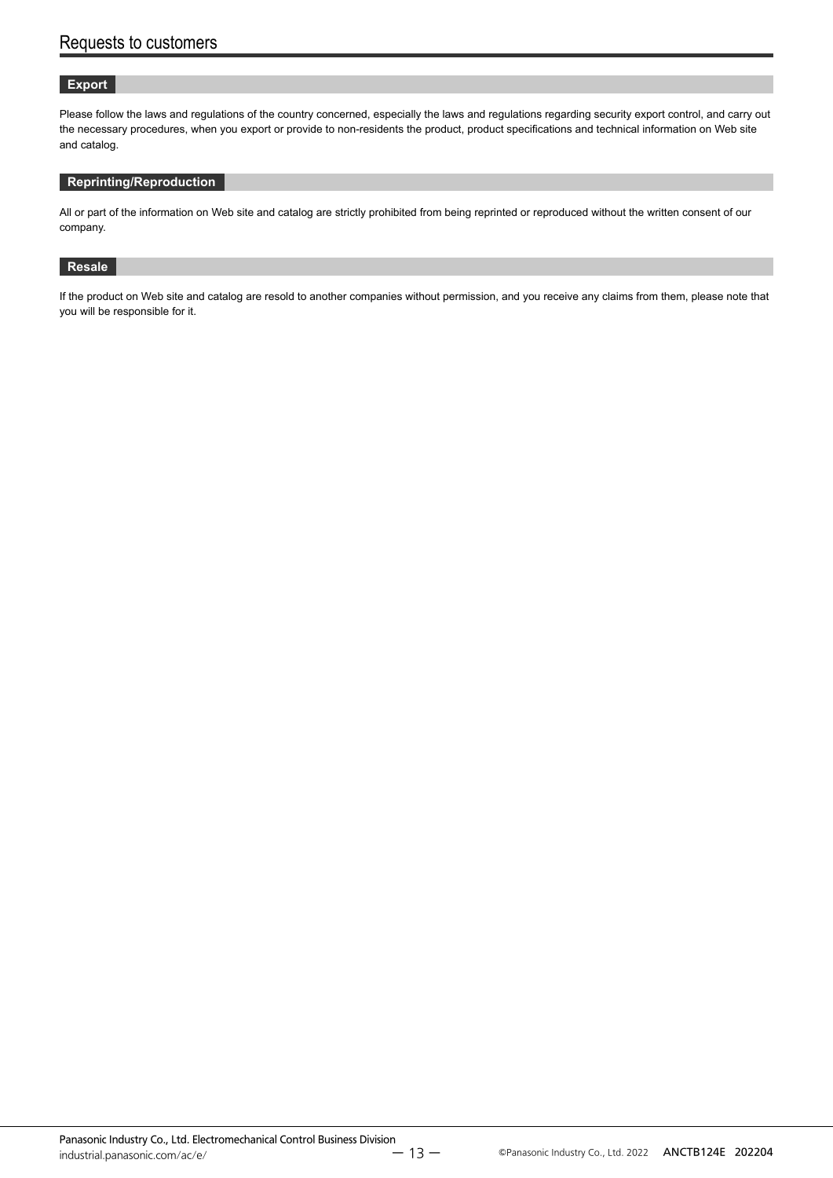# Requests to customers

## Export

Please follow the laws and regulations of the country concerned, especially the laws and regulations regarding security export control, and carry out the necessary procedures, when you export or provide to non-residents the product, product specifications and technical information on Web site and catalog.

## Reprinting/Reproduction

All or part of the information on Web site and catalog are strictly prohibited from being reprinted or reproduced without the written consent of our company.

## Resale

If the product on Web site and catalog are resold to another companies without permission, and you receive any claims from them, please note that you will be responsible for it.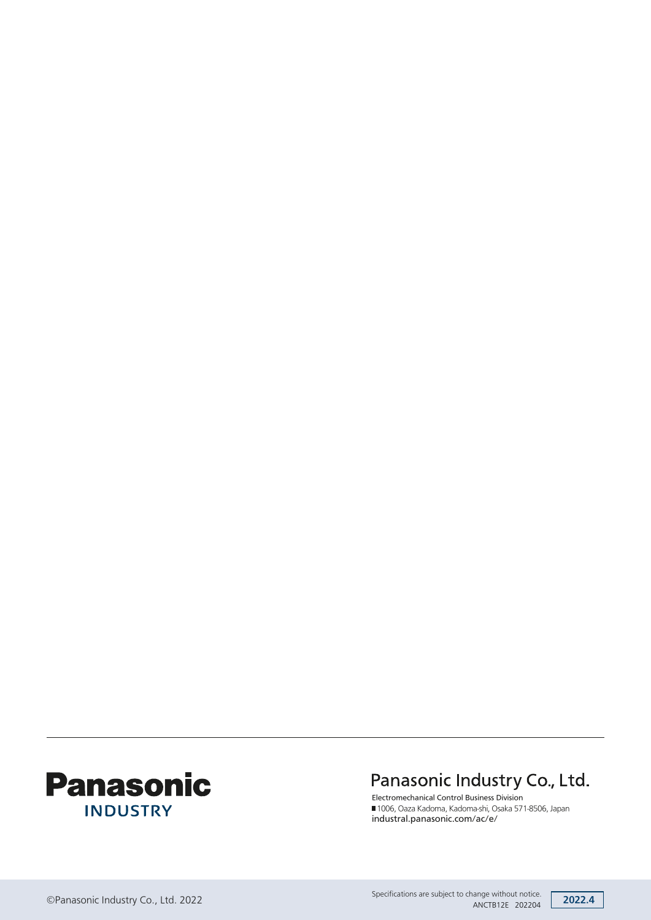Panasonic
INDUSTRY

Panasonic Industry Co., Ltd.

Electromechanical Control Business Division
■1006, Oaza Kadoma, Kadoma-shi, Osaka 571-8506, Japan
industral.panasonic.com/ac/e/

©Panasonic Industry Co., Ltd. 2022

Specifications are subject to change without notice.
ANCTB12E 202204

**2022.4**